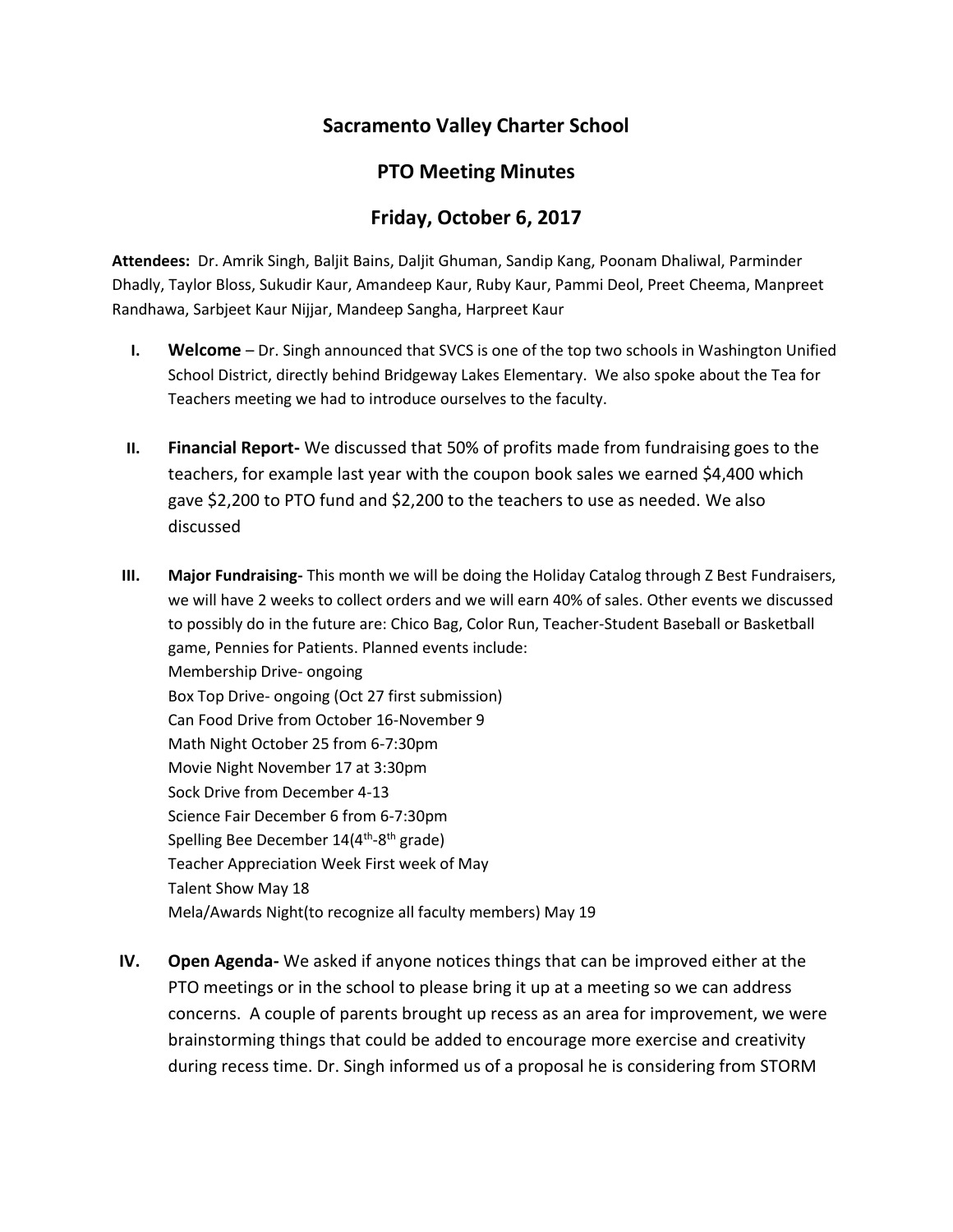# Sacramento Valley Charter School

## PTO Meeting Minutes

## Friday, October 6, 2017

**Attendees:** Dr. Amrik Singh, Baljit Bains, Daljit Ghuman, Sandip Kang, Poonam Dhaliwal, Parminder Dhadly, Taylor Bloss, Sukudir Kaur, Amandeep Kaur, Ruby Kaur, Pammi Deol, Preet Cheema, Manpreet Randhawa, Sarbjeet Kaur Nijjar, Mandeep Sangha, Harpreet Kaur

I. **Welcome** – Dr. Singh announced that SVCS is one of the top two schools in Washington Unified School District, directly behind Bridgeway Lakes Elementary. We also spoke about the Tea for Teachers meeting we had to introduce ourselves to the faculty.

II. **Financial Report-** We discussed that 50% of profits made from fundraising goes to the teachers, for example last year with the coupon book sales we earned $4,400 which gave $2,200 to PTO fund and $2,200 to the teachers to use as needed. We also discussed

III. **Major Fundraising-** This month we will be doing the Holiday Catalog through Z Best Fundraisers, we will have 2 weeks to collect orders and we will earn 40% of sales. Other events we discussed to possibly do in the future are: Chico Bag, Color Run, Teacher-Student Baseball or Basketball game, Pennies for Patients. Planned events include:
Membership Drive- ongoing
Box Top Drive- ongoing (Oct 27 first submission)
Can Food Drive from October 16-November 9
Math Night October 25 from 6-7:30pm
Movie Night November 17 at 3:30pm
Sock Drive from December 4-13
Science Fair December 6 from 6-7:30pm
Spelling Bee December 14(4th-8th grade)
Teacher Appreciation Week First week of May
Talent Show May 18
Mela/Awards Night(to recognize all faculty members) May 19

IV. **Open Agenda-** We asked if anyone notices things that can be improved either at the PTO meetings or in the school to please bring it up at a meeting so we can address concerns. A couple of parents brought up recess as an area for improvement, we were brainstorming things that could be added to encourage more exercise and creativity during recess time. Dr. Singh informed us of a proposal he is considering from STORM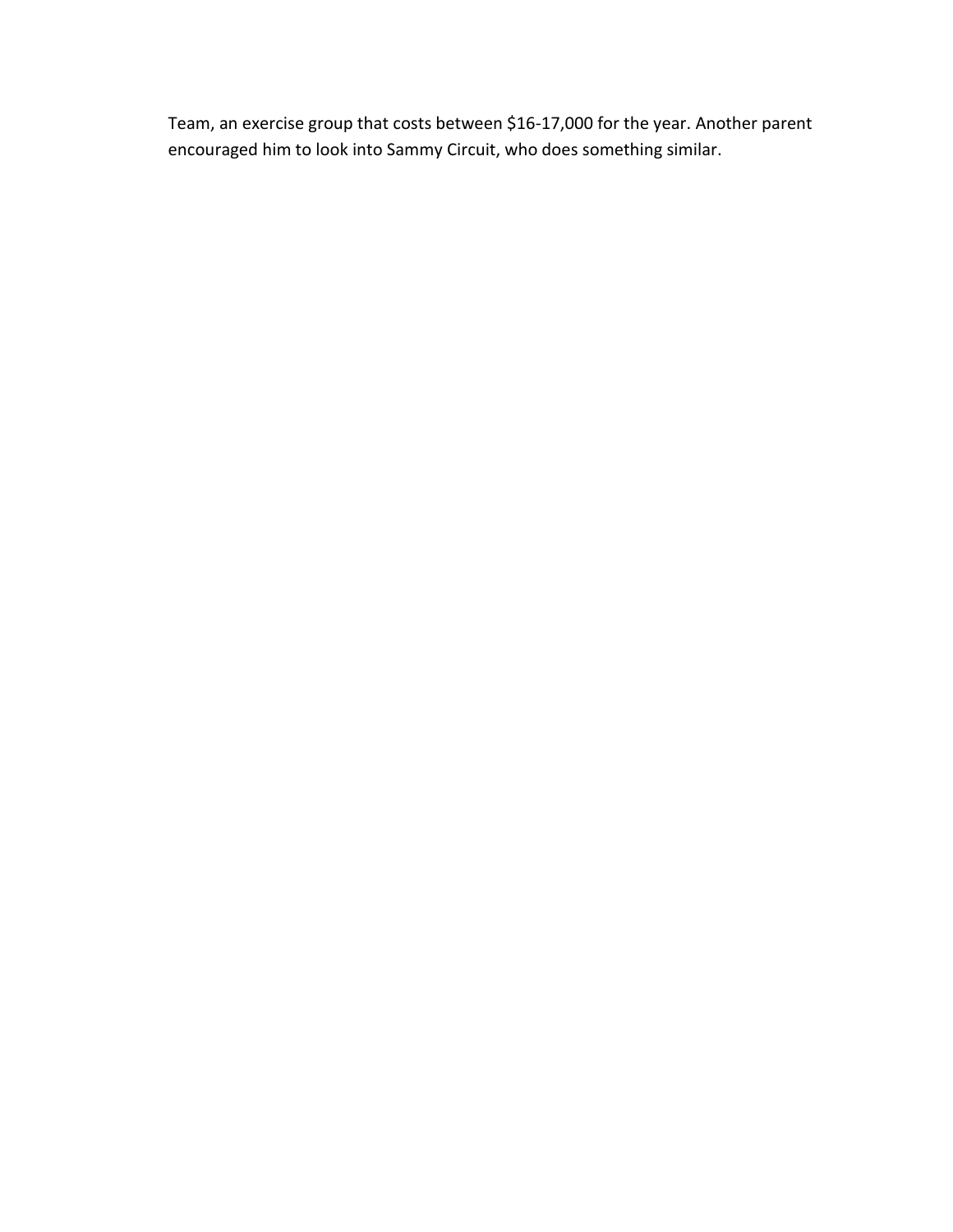Team, an exercise group that costs between $16-17,000 for the year. Another parent encouraged him to look into Sammy Circuit, who does something similar.